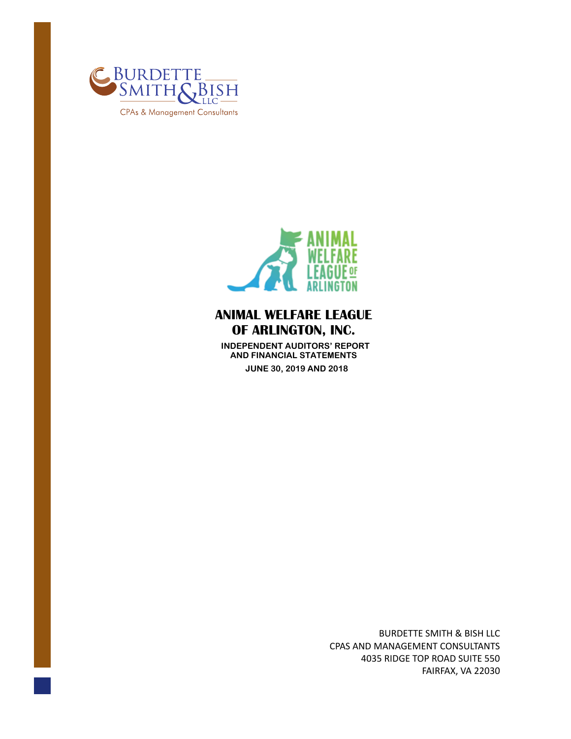BURDETTE SMITH & BISH LLC

CPAs & Management Consultants

ANIMAL WELFARE LEAGUE OF ARLINGTON

# ANIMAL WELFARE LEAGUE OF ARLINGTON, INC.

**INDEPENDENT AUDITORS' REPORT AND FINANCIAL STATEMENTS**

**JUNE 30, 2019 AND 2018**

BURDETTE SMITH & BISH LLC
CPAS AND MANAGEMENT CONSULTANTS
4035 RIDGE TOP ROAD SUITE 550
FAIRFAX, VA 22030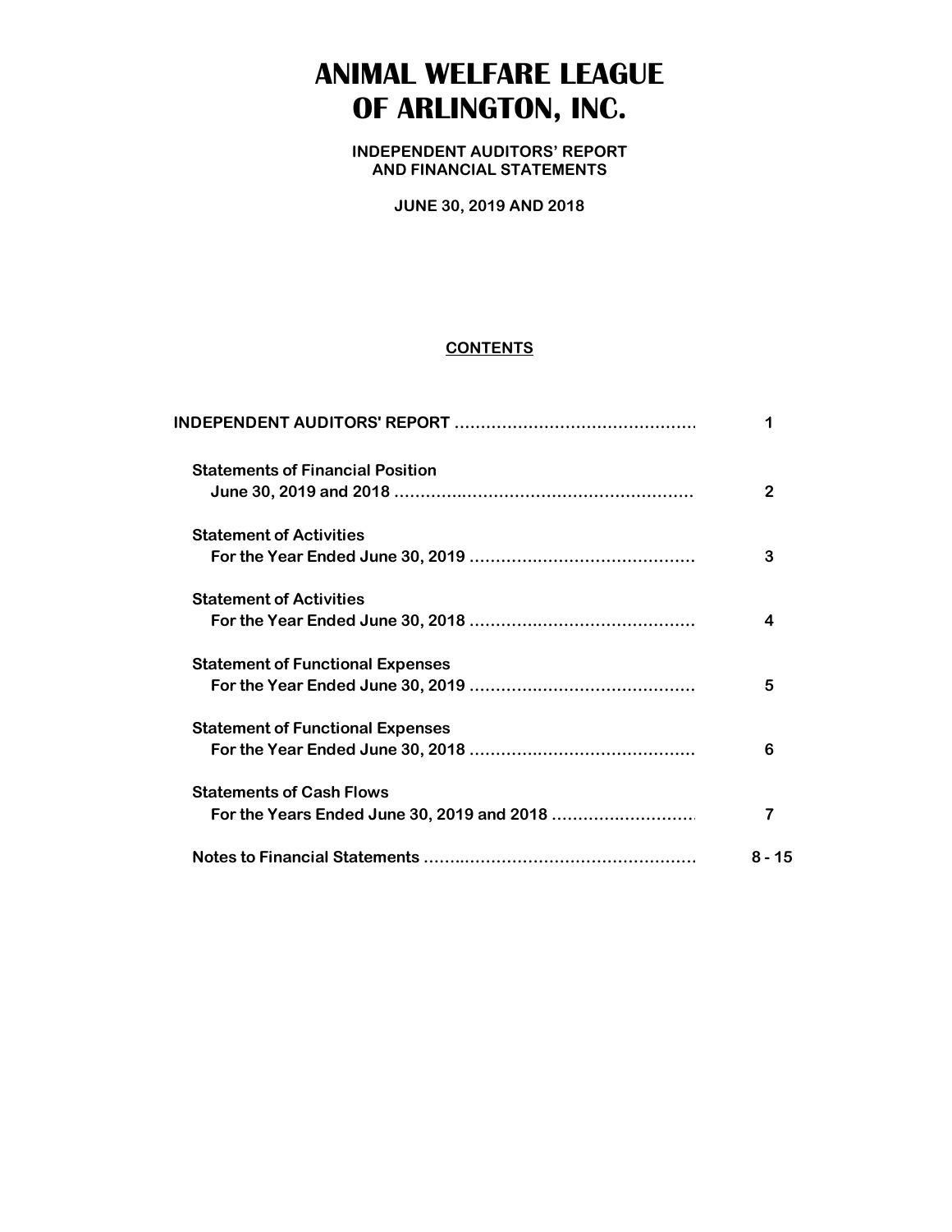# ANIMAL WELFARE LEAGUE OF ARLINGTON, INC.

**INDEPENDENT AUDITORS' REPORT AND FINANCIAL STATEMENTS**

**JUNE 30, 2019 AND 2018**

**CONTENTS**

| | |
|---|---|
| **INDEPENDENT AUDITORS' REPORT** | 1 |
| **Statements of Financial Position** June 30, 2019 and 2018 | 2 |
| **Statement of Activities** For the Year Ended June 30, 2019 | 3 |
| **Statement of Activities** For the Year Ended June 30, 2018 | 4 |
| **Statement of Functional Expenses** For the Year Ended June 30, 2019 | 5 |
| **Statement of Functional Expenses** For the Year Ended June 30, 2018 | 6 |
| **Statements of Cash Flows** For the Years Ended June 30, 2019 and 2018 | 7 |
| **Notes to Financial Statements** | 8 - 15 |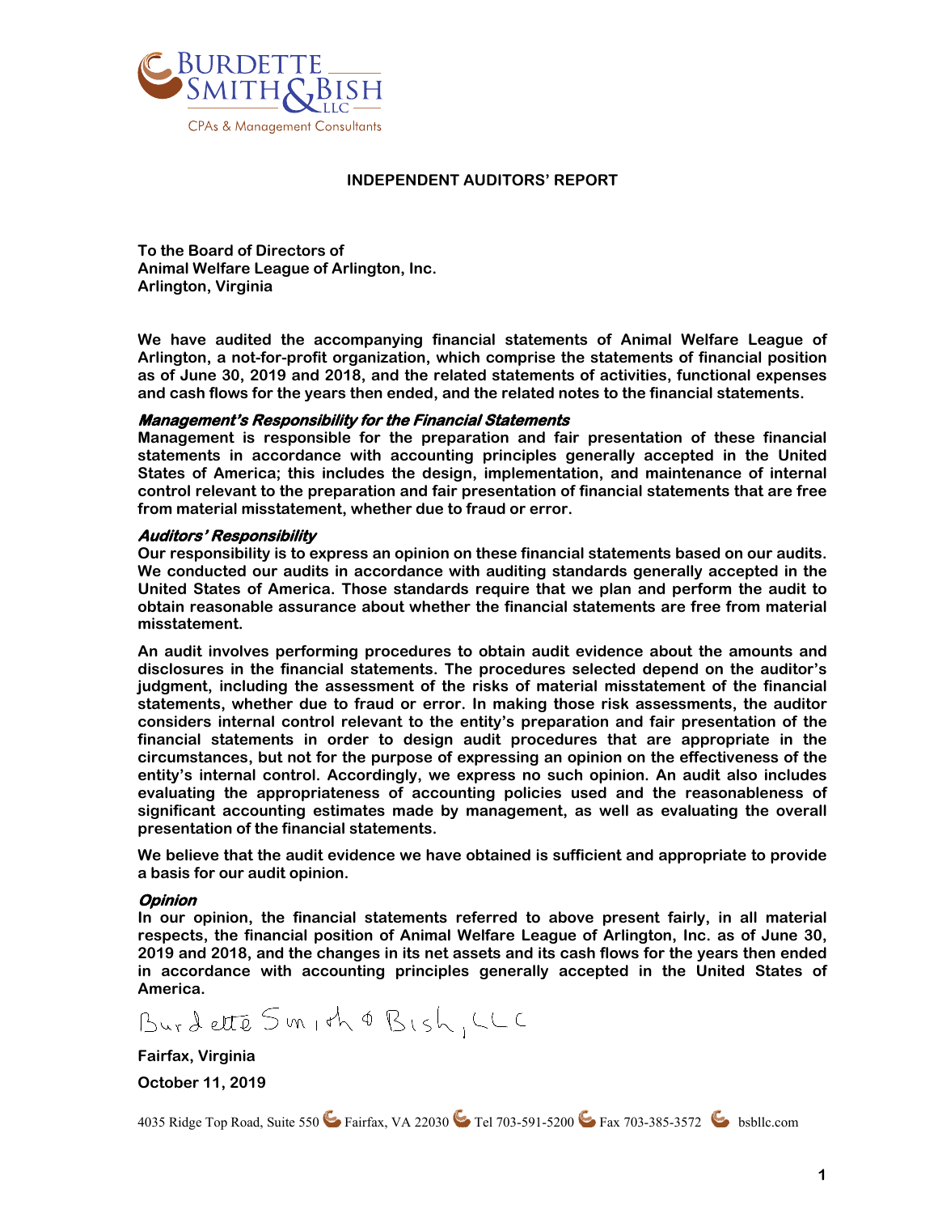BURDETTE SMITH & BISH LLC

CPAs & Management Consultants

# INDEPENDENT AUDITORS' REPORT

**To the Board of Directors of**
**Animal Welfare League of Arlington, Inc.**
**Arlington, Virginia**

**We have audited the accompanying financial statements of Animal Welfare League of Arlington, a not-for-profit organization, which comprise the statements of financial position as of June 30, 2019 and 2018, and the related statements of activities, functional expenses and cash flows for the years then ended, and the related notes to the financial statements.**

***Management's Responsibility for the Financial Statements***

**Management is responsible for the preparation and fair presentation of these financial statements in accordance with accounting principles generally accepted in the United States of America; this includes the design, implementation, and maintenance of internal control relevant to the preparation and fair presentation of financial statements that are free from material misstatement, whether due to fraud or error.**

***Auditors' Responsibility***

**Our responsibility is to express an opinion on these financial statements based on our audits. We conducted our audits in accordance with auditing standards generally accepted in the United States of America. Those standards require that we plan and perform the audit to obtain reasonable assurance about whether the financial statements are free from material misstatement.**

**An audit involves performing procedures to obtain audit evidence about the amounts and disclosures in the financial statements. The procedures selected depend on the auditor's judgment, including the assessment of the risks of material misstatement of the financial statements, whether due to fraud or error. In making those risk assessments, the auditor considers internal control relevant to the entity's preparation and fair presentation of the financial statements in order to design audit procedures that are appropriate in the circumstances, but not for the purpose of expressing an opinion on the effectiveness of the entity's internal control. Accordingly, we express no such opinion. An audit also includes evaluating the appropriateness of accounting policies used and the reasonableness of significant accounting estimates made by management, as well as evaluating the overall presentation of the financial statements.**

**We believe that the audit evidence we have obtained is sufficient and appropriate to provide a basis for our audit opinion.**

***Opinion***

**In our opinion, the financial statements referred to above present fairly, in all material respects, the financial position of Animal Welfare League of Arlington, Inc. as of June 30, 2019 and 2018, and the changes in its net assets and its cash flows for the years then ended in accordance with accounting principles generally accepted in the United States of America.**

Burdette Smith & Bish, LLC

**Fairfax, Virginia**

**October 11, 2019**

4035 Ridge Top Road, Suite 550 Fairfax, VA 22030 Tel 703-591-5200 Fax 703-385-3572 bsbllc.com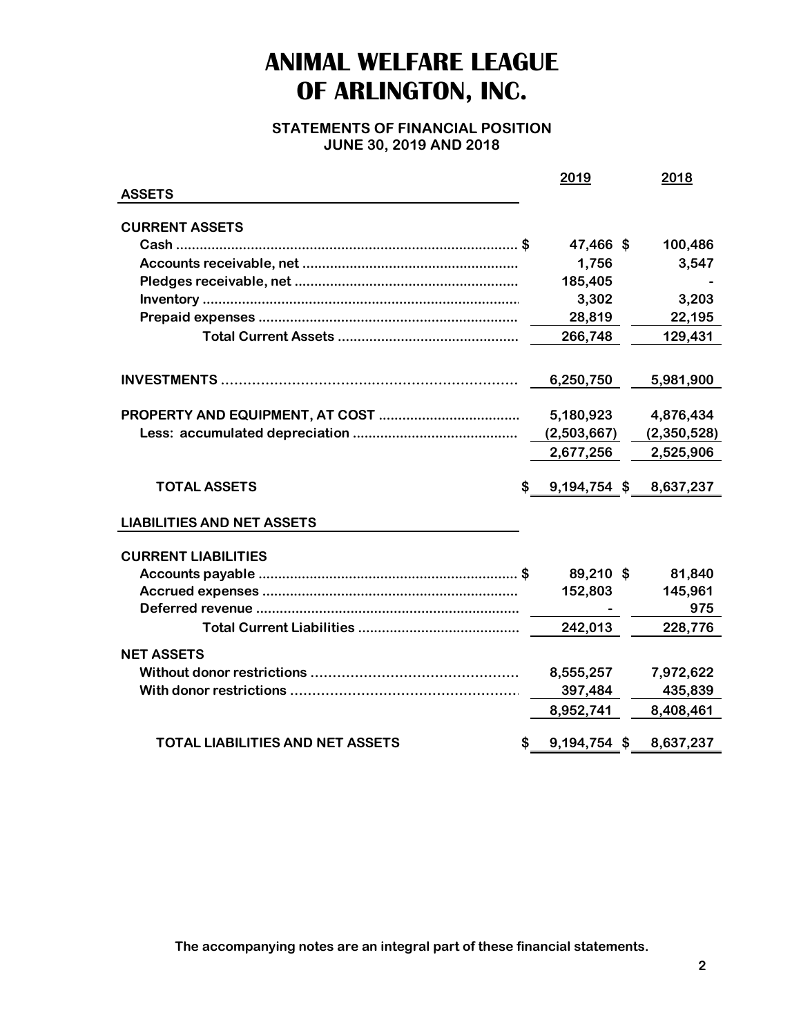# ANIMAL WELFARE LEAGUE OF ARLINGTON, INC.

## STATEMENTS OF FINANCIAL POSITION
### JUNE 30, 2019 AND 2018

| | 2019 | 2018 |
|---|---|---|
| **ASSETS** | | |
| **CURRENT ASSETS** | | |
| Cash | $ 47,466 | $ 100,486 |
| Accounts receivable, net | 1,756 | 3,547 |
| Pledges receivable, net | 185,405 | - |
| Inventory | 3,302 | 3,203 |
| Prepaid expenses | 28,819 | 22,195 |
| Total Current Assets | 266,748 | 129,431 |
| **INVESTMENTS** | 6,250,750 | 5,981,900 |
| **PROPERTY AND EQUIPMENT, AT COST** | 5,180,923 | 4,876,434 |
| Less: accumulated depreciation | (2,503,667) | (2,350,528) |
| | 2,677,256 | 2,525,906 |
| **TOTAL ASSETS** | $ 9,194,754 | $ 8,637,237 |
| **LIABILITIES AND NET ASSETS** | | |
| **CURRENT LIABILITIES** | | |
| Accounts payable | $ 89,210 | $ 81,840 |
| Accrued expenses | 152,803 | 145,961 |
| Deferred revenue | - | 975 |
| Total Current Liabilities | 242,013 | 228,776 |
| **NET ASSETS** | | |
| Without donor restrictions | 8,555,257 | 7,972,622 |
| With donor restrictions | 397,484 | 435,839 |
| | 8,952,741 | 8,408,461 |
| **TOTAL LIABILITIES AND NET ASSETS** | $ 9,194,754 | $ 8,637,237 |

The accompanying notes are an integral part of these financial statements.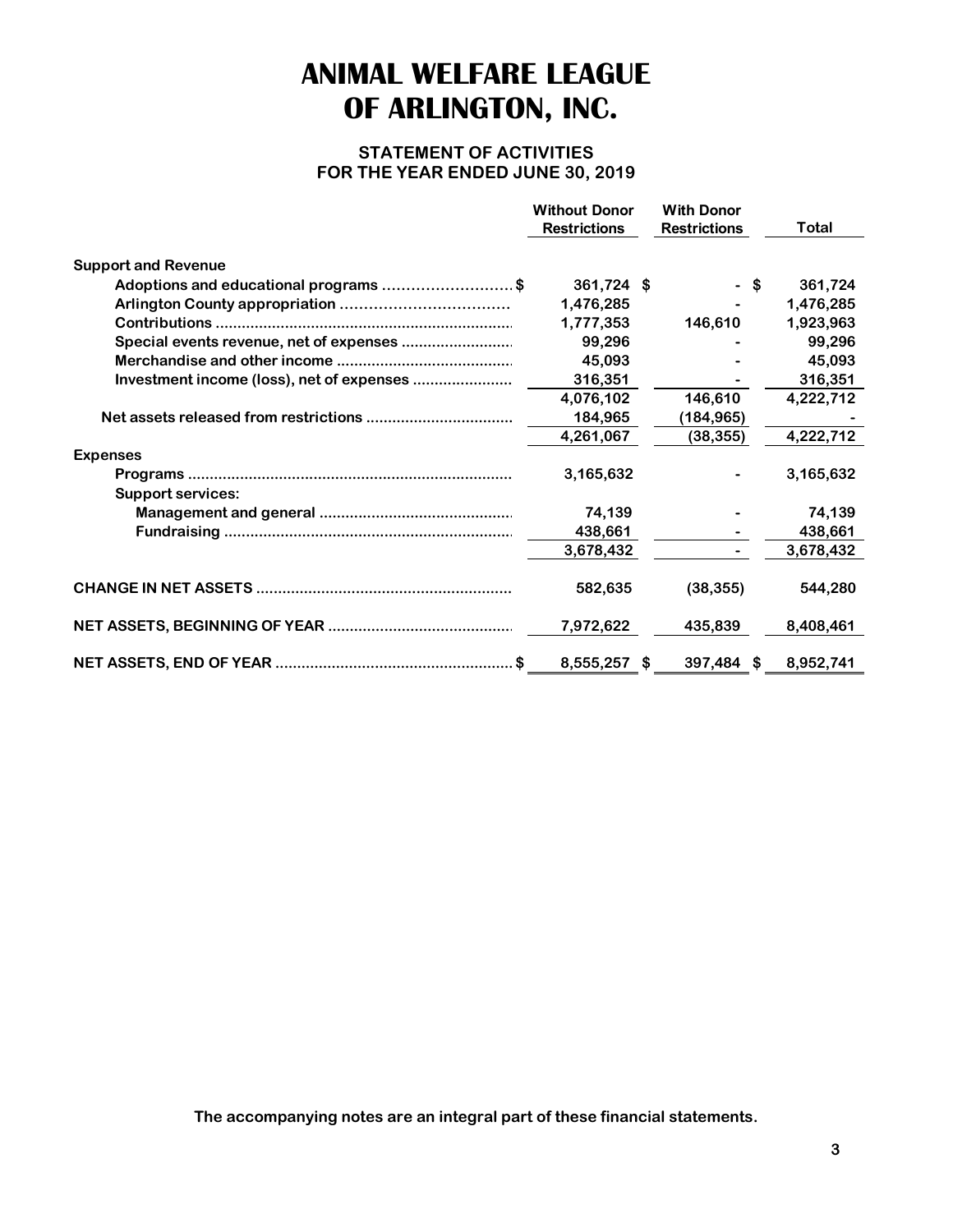# ANIMAL WELFARE LEAGUE OF ARLINGTON, INC.

## STATEMENT OF ACTIVITIES
## FOR THE YEAR ENDED JUNE 30, 2019

| | Without Donor Restrictions | With Donor Restrictions | Total |
|---|---|---|---|
| **Support and Revenue** | | | |
| Adoptions and educational programs | $ 361,724 | $ - | $ 361,724 |
| Arlington County appropriation | 1,476,285 | - | 1,476,285 |
| Contributions | 1,777,353 | 146,610 | 1,923,963 |
| Special events revenue, net of expenses | 99,296 | - | 99,296 |
| Merchandise and other income | 45,093 | - | 45,093 |
| Investment income (loss), net of expenses | 316,351 | - | 316,351 |
| | 4,076,102 | 146,610 | 4,222,712 |
| Net assets released from restrictions | 184,965 | (184,965) | - |
| | 4,261,067 | (38,355) | 4,222,712 |
| **Expenses** | | | |
| Programs | 3,165,632 | - | 3,165,632 |
| Support services: | | | |
| Management and general | 74,139 | - | 74,139 |
| Fundraising | 438,661 | - | 438,661 |
| | 3,678,432 | - | 3,678,432 |
| **CHANGE IN NET ASSETS** | 582,635 | (38,355) | 544,280 |
| **NET ASSETS, BEGINNING OF YEAR** | 7,972,622 | 435,839 | 8,408,461 |
| **NET ASSETS, END OF YEAR** | $ 8,555,257 | $ 397,484 | $ 8,952,741 |

The accompanying notes are an integral part of these financial statements.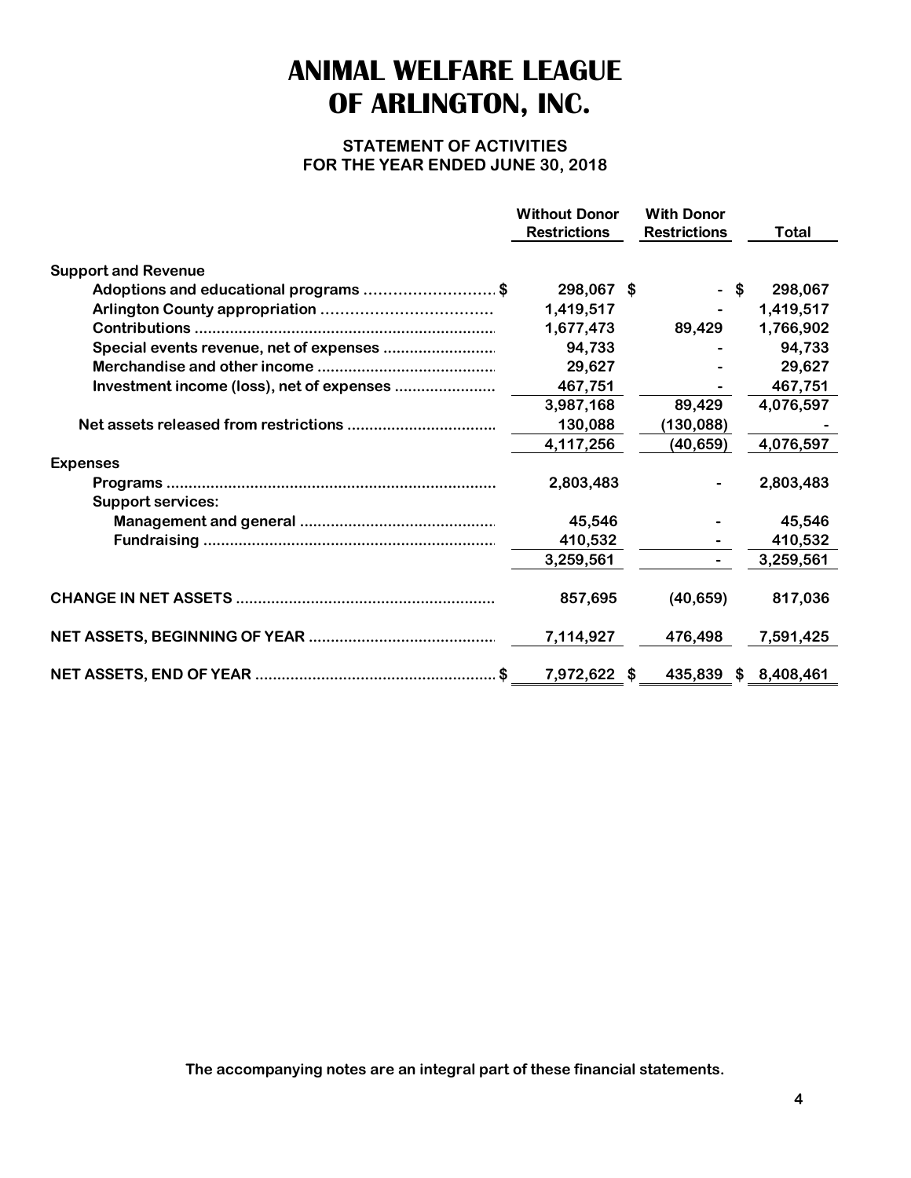# ANIMAL WELFARE LEAGUE OF ARLINGTON, INC.

## STATEMENT OF ACTIVITIES
## FOR THE YEAR ENDED JUNE 30, 2018

| | Without Donor Restrictions | With Donor Restrictions | Total |
|---|---|---|---|
| **Support and Revenue** | | | |
| Adoptions and educational programs $ | 298,067 $ | - $ | 298,067 |
| Arlington County appropriation | 1,419,517 | - | 1,419,517 |
| Contributions | 1,677,473 | 89,429 | 1,766,902 |
| Special events revenue, net of expenses | 94,733 | - | 94,733 |
| Merchandise and other income | 29,627 | - | 29,627 |
| Investment income (loss), net of expenses | 467,751 | - | 467,751 |
| | 3,987,168 | 89,429 | 4,076,597 |
| Net assets released from restrictions | 130,088 | (130,088) | - |
| | 4,117,256 | (40,659) | 4,076,597 |
| **Expenses** | | | |
| Programs | 2,803,483 | - | 2,803,483 |
| Support services: | | | |
| Management and general | 45,546 | - | 45,546 |
| Fundraising | 410,532 | - | 410,532 |
| | 3,259,561 | - | 3,259,561 |
| **CHANGE IN NET ASSETS** | 857,695 | (40,659) | 817,036 |
| **NET ASSETS, BEGINNING OF YEAR** | 7,114,927 | 476,498 | 7,591,425 |
| **NET ASSETS, END OF YEAR** $ | 7,972,622 $ | 435,839 $ | 8,408,461 |

**The accompanying notes are an integral part of these financial statements.**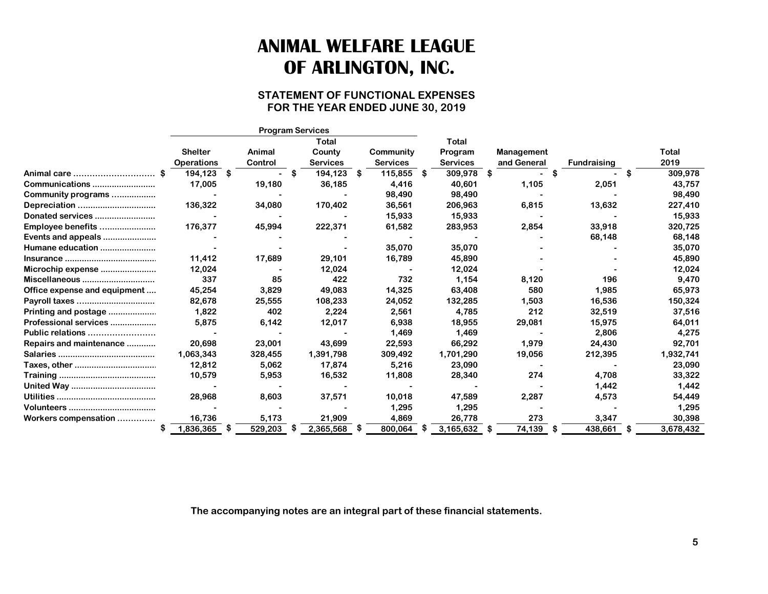# ANIMAL WELFARE LEAGUE OF ARLINGTON, INC.

## STATEMENT OF FUNCTIONAL EXPENSES FOR THE YEAR ENDED JUNE 30, 2019

| | Program Services | | | | | | | | |
|---|---|---|---|---|---|---|---|---|---|
| | Shelter Operations | Animal Control | Total County Services | Community Services | Total Program Services | Management and General | Fundraising | | Total 2019 |
| Animal care | $ 194,123 | $ - | $ 194,123 | $ 115,855 | $ 309,978 | $ - | $ - | | $ 309,978 |
| Communications | 17,005 | 19,180 | 36,185 | 4,416 | 40,601 | 1,105 | 2,051 | | 43,757 |
| Community programs | - | - | - | 98,490 | 98,490 | - | - | | 98,490 |
| Depreciation | 136,322 | 34,080 | 170,402 | 36,561 | 206,963 | 6,815 | 13,632 | | 227,410 |
| Donated services | - | - | - | 15,933 | 15,933 | - | - | | 15,933 |
| Employee benefits | 176,377 | 45,994 | 222,371 | 61,582 | 283,953 | 2,854 | 33,918 | | 320,725 |
| Events and appeals | - | - | - | - | - | - | 68,148 | | 68,148 |
| Humane education | - | - | - | 35,070 | 35,070 | - | - | | 35,070 |
| Insurance | 11,412 | 17,689 | 29,101 | 16,789 | 45,890 | - | - | | 45,890 |
| Microchip expense | 12,024 | - | 12,024 | - | 12,024 | - | - | | 12,024 |
| Miscellaneous | 337 | 85 | 422 | 732 | 1,154 | 8,120 | 196 | | 9,470 |
| Office expense and equipment | 45,254 | 3,829 | 49,083 | 14,325 | 63,408 | 580 | 1,985 | | 65,973 |
| Payroll taxes | 82,678 | 25,555 | 108,233 | 24,052 | 132,285 | 1,503 | 16,536 | | 150,324 |
| Printing and postage | 1,822 | 402 | 2,224 | 2,561 | 4,785 | 212 | 32,519 | | 37,516 |
| Professional services | 5,875 | 6,142 | 12,017 | 6,938 | 18,955 | 29,081 | 15,975 | | 64,011 |
| Public relations | - | - | - | 1,469 | 1,469 | - | 2,806 | | 4,275 |
| Repairs and maintenance | 20,698 | 23,001 | 43,699 | 22,593 | 66,292 | 1,979 | 24,430 | | 92,701 |
| Salaries | 1,063,343 | 328,455 | 1,391,798 | 309,492 | 1,701,290 | 19,056 | 212,395 | | 1,932,741 |
| Taxes, other | 12,812 | 5,062 | 17,874 | 5,216 | 23,090 | - | - | | 23,090 |
| Training | 10,579 | 5,953 | 16,532 | 11,808 | 28,340 | 274 | 4,708 | | 33,322 |
| United Way | - | - | - | - | - | - | 1,442 | | 1,442 |
| Utilities | 28,968 | 8,603 | 37,571 | 10,018 | 47,589 | 2,287 | 4,573 | | 54,449 |
| Volunteers | - | - | - | 1,295 | 1,295 | - | - | | 1,295 |
| Workers compensation | 16,736 | 5,173 | 21,909 | 4,869 | 26,778 | 273 | 3,347 | | 30,398 |
| | $ 1,836,365 | $ 529,203 | $ 2,365,568 | $ 800,064 | $ 3,165,632 | $ 74,139 | $ 438,661 | | $ 3,678,432 |

The accompanying notes are an integral part of these financial statements.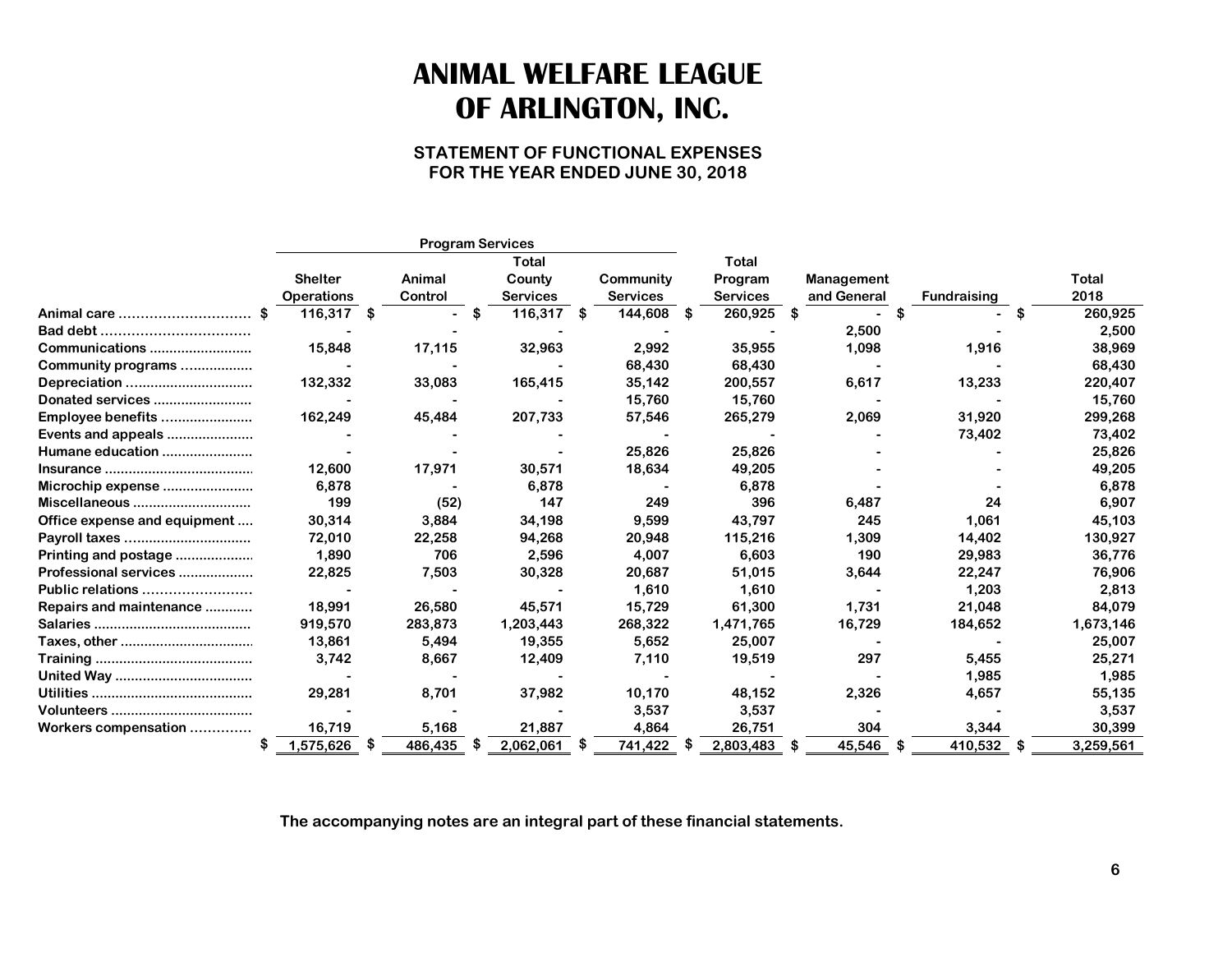# ANIMAL WELFARE LEAGUE OF ARLINGTON, INC.

## STATEMENT OF FUNCTIONAL EXPENSES
## FOR THE YEAR ENDED JUNE 30, 2018

| | Program Services | | | | | | | |
|---|---|---|---|---|---|---|---|---|
| | Shelter Operations | Animal Control | Total County Services | Community Services | Total Program Services | Management and General | Fundraising | Total 2018 |
| Animal care | $ 116,317 | $ - | $ 116,317 | $ 144,608 | $ 260,925 | $ - | $ - | $ 260,925 |
| Bad debt | - | - | - | - | - | 2,500 | - | 2,500 |
| Communications | 15,848 | 17,115 | 32,963 | 2,992 | 35,955 | 1,098 | 1,916 | 38,969 |
| Community programs | - | - | - | 68,430 | 68,430 | - | - | 68,430 |
| Depreciation | 132,332 | 33,083 | 165,415 | 35,142 | 200,557 | 6,617 | 13,233 | 220,407 |
| Donated services | - | - | - | 15,760 | 15,760 | - | - | 15,760 |
| Employee benefits | 162,249 | 45,484 | 207,733 | 57,546 | 265,279 | 2,069 | 31,920 | 299,268 |
| Events and appeals | - | - | - | - | - | - | 73,402 | 73,402 |
| Humane education | - | - | - | 25,826 | 25,826 | - | - | 25,826 |
| Insurance | 12,600 | 17,971 | 30,571 | 18,634 | 49,205 | - | - | 49,205 |
| Microchip expense | 6,878 | - | 6,878 | - | 6,878 | - | - | 6,878 |
| Miscellaneous | 199 | (52) | 147 | 249 | 396 | 6,487 | 24 | 6,907 |
| Office expense and equipment | 30,314 | 3,884 | 34,198 | 9,599 | 43,797 | 245 | 1,061 | 45,103 |
| Payroll taxes | 72,010 | 22,258 | 94,268 | 20,948 | 115,216 | 1,309 | 14,402 | 130,927 |
| Printing and postage | 1,890 | 706 | 2,596 | 4,007 | 6,603 | 190 | 29,983 | 36,776 |
| Professional services | 22,825 | 7,503 | 30,328 | 20,687 | 51,015 | 3,644 | 22,247 | 76,906 |
| Public relations | - | - | - | 1,610 | 1,610 | - | 1,203 | 2,813 |
| Repairs and maintenance | 18,991 | 26,580 | 45,571 | 15,729 | 61,300 | 1,731 | 21,048 | 84,079 |
| Salaries | 919,570 | 283,873 | 1,203,443 | 268,322 | 1,471,765 | 16,729 | 184,652 | 1,673,146 |
| Taxes, other | 13,861 | 5,494 | 19,355 | 5,652 | 25,007 | - | - | 25,007 |
| Training | 3,742 | 8,667 | 12,409 | 7,110 | 19,519 | 297 | 5,455 | 25,271 |
| United Way | - | - | - | - | - | - | 1,985 | 1,985 |
| Utilities | 29,281 | 8,701 | 37,982 | 10,170 | 48,152 | 2,326 | 4,657 | 55,135 |
| Volunteers | - | - | - | 3,537 | 3,537 | - | - | 3,537 |
| Workers compensation | 16,719 | 5,168 | 21,887 | 4,864 | 26,751 | 304 | 3,344 | 30,399 |
| | $ 1,575,626 | $ 486,435 | $ 2,062,061 | $ 741,422 | $ 2,803,483 | $ 45,546 | $ 410,532 | $ 3,259,561 |

The accompanying notes are an integral part of these financial statements.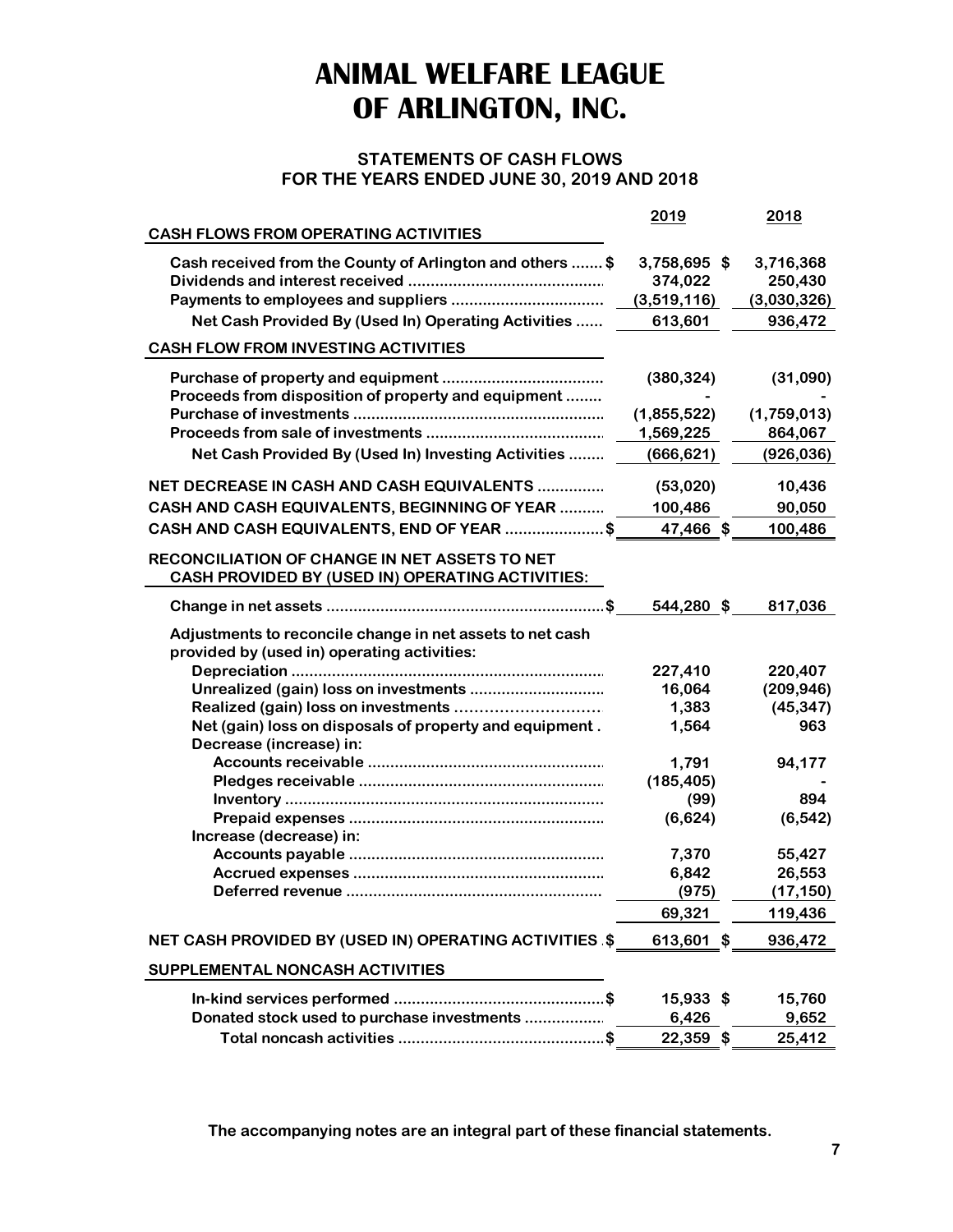# ANIMAL WELFARE LEAGUE OF ARLINGTON, INC.

## STATEMENTS OF CASH FLOWS
## FOR THE YEARS ENDED JUNE 30, 2019 AND 2018

| | 2019 | 2018 |
|---|---|---|
| **CASH FLOWS FROM OPERATING ACTIVITIES** | | |
| Cash received from the County of Arlington and others | $ 3,758,695 | $ 3,716,368 |
| Dividends and interest received | 374,022 | 250,430 |
| Payments to employees and suppliers | (3,519,116) | (3,030,326) |
| Net Cash Provided By (Used In) Operating Activities | 613,601 | 936,472 |
| **CASH FLOW FROM INVESTING ACTIVITIES** | | |
| Purchase of property and equipment | (380,324) | (31,090) |
| Proceeds from disposition of property and equipment | - | - |
| Purchase of investments | (1,855,522) | (1,759,013) |
| Proceeds from sale of investments | 1,569,225 | 864,067 |
| Net Cash Provided By (Used In) Investing Activities | (666,621) | (926,036) |
| NET DECREASE IN CASH AND CASH EQUIVALENTS | (53,020) | 10,436 |
| CASH AND CASH EQUIVALENTS, BEGINNING OF YEAR | 100,486 | 90,050 |
| CASH AND CASH EQUIVALENTS, END OF YEAR | $ 47,466 | $ 100,486 |
| **RECONCILIATION OF CHANGE IN NET ASSETS TO NET CASH PROVIDED BY (USED IN) OPERATING ACTIVITIES:** | | |
| Change in net assets | $ 544,280 | $ 817,036 |
| Adjustments to reconcile change in net assets to net cash provided by (used in) operating activities: | | |
| Depreciation | 227,410 | 220,407 |
| Unrealized (gain) loss on investments | 16,064 | (209,946) |
| Realized (gain) loss on investments | 1,383 | (45,347) |
| Net (gain) loss on disposals of property and equipment | 1,564 | 963 |
| Decrease (increase) in: | | |
| Accounts receivable | 1,791 | 94,177 |
| Pledges receivable | (185,405) | - |
| Inventory | (99) | 894 |
| Prepaid expenses | (6,624) | (6,542) |
| Increase (decrease) in: | | |
| Accounts payable | 7,370 | 55,427 |
| Accrued expenses | 6,842 | 26,553 |
| Deferred revenue | (975) | (17,150) |
| | 69,321 | 119,436 |
| NET CASH PROVIDED BY (USED IN) OPERATING ACTIVITIES | $ 613,601 | $ 936,472 |
| **SUPPLEMENTAL NONCASH ACTIVITIES** | | |
| In-kind services performed | $ 15,933 | $ 15,760 |
| Donated stock used to purchase investments | 6,426 | 9,652 |
| Total noncash activities | $ 22,359 | $ 25,412 |

The accompanying notes are an integral part of these financial statements.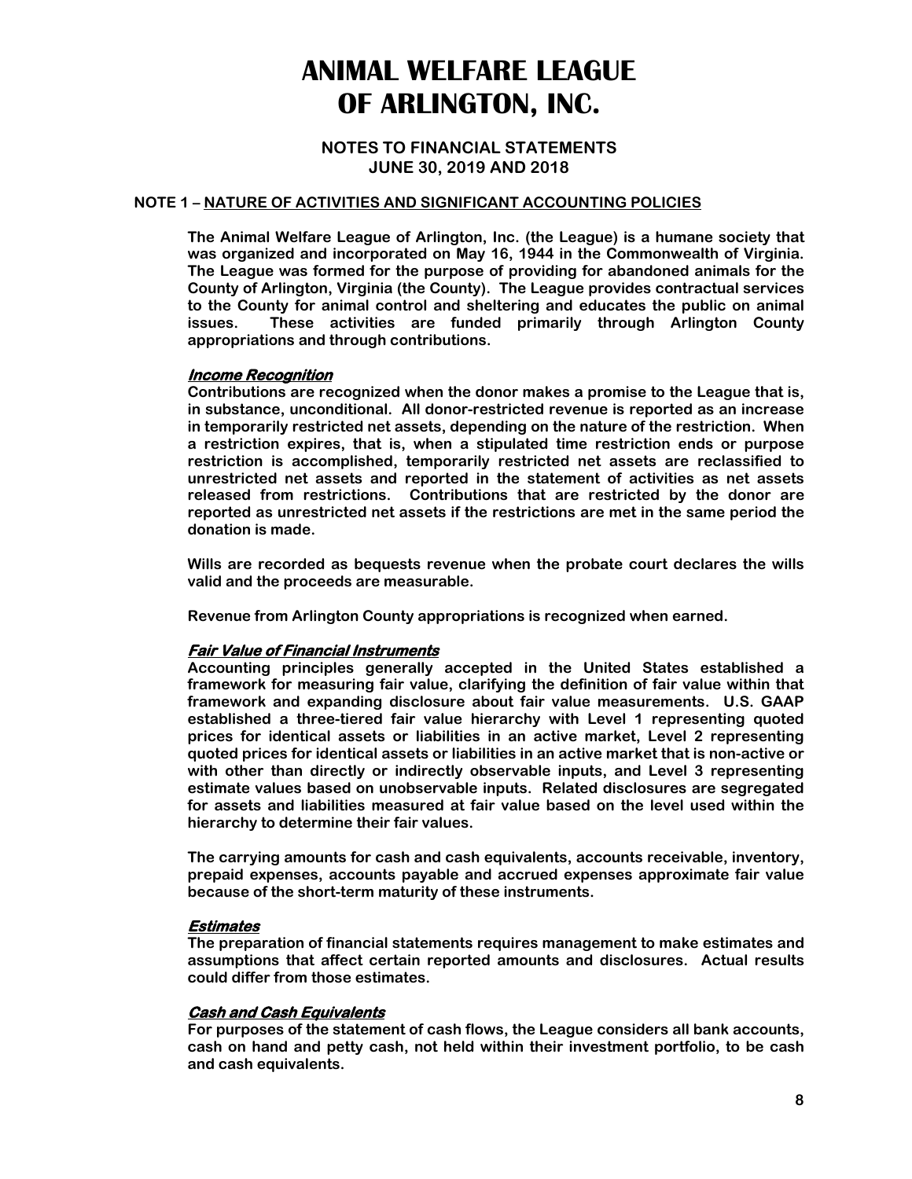# ANIMAL WELFARE LEAGUE OF ARLINGTON, INC.

## NOTES TO FINANCIAL STATEMENTS
## JUNE 30, 2019 AND 2018

**NOTE 1 – NATURE OF ACTIVITIES AND SIGNIFICANT ACCOUNTING POLICIES**

The Animal Welfare League of Arlington, Inc. (the League) is a humane society that was organized and incorporated on May 16, 1944 in the Commonwealth of Virginia. The League was formed for the purpose of providing for abandoned animals for the County of Arlington, Virginia (the County). The League provides contractual services to the County for animal control and sheltering and educates the public on animal issues. These activities are funded primarily through Arlington County appropriations and through contributions.

***Income Recognition***

Contributions are recognized when the donor makes a promise to the League that is, in substance, unconditional. All donor-restricted revenue is reported as an increase in temporarily restricted net assets, depending on the nature of the restriction. When a restriction expires, that is, when a stipulated time restriction ends or purpose restriction is accomplished, temporarily restricted net assets are reclassified to unrestricted net assets and reported in the statement of activities as net assets released from restrictions. Contributions that are restricted by the donor are reported as unrestricted net assets if the restrictions are met in the same period the donation is made.

Wills are recorded as bequests revenue when the probate court declares the wills valid and the proceeds are measurable.

Revenue from Arlington County appropriations is recognized when earned.

***Fair Value of Financial Instruments***

Accounting principles generally accepted in the United States established a framework for measuring fair value, clarifying the definition of fair value within that framework and expanding disclosure about fair value measurements. U.S. GAAP established a three-tiered fair value hierarchy with Level 1 representing quoted prices for identical assets or liabilities in an active market, Level 2 representing quoted prices for identical assets or liabilities in an active market that is non-active or with other than directly or indirectly observable inputs, and Level 3 representing estimate values based on unobservable inputs. Related disclosures are segregated for assets and liabilities measured at fair value based on the level used within the hierarchy to determine their fair values.

The carrying amounts for cash and cash equivalents, accounts receivable, inventory, prepaid expenses, accounts payable and accrued expenses approximate fair value because of the short-term maturity of these instruments.

***Estimates***

The preparation of financial statements requires management to make estimates and assumptions that affect certain reported amounts and disclosures. Actual results could differ from those estimates.

***Cash and Cash Equivalents***

For purposes of the statement of cash flows, the League considers all bank accounts, cash on hand and petty cash, not held within their investment portfolio, to be cash and cash equivalents.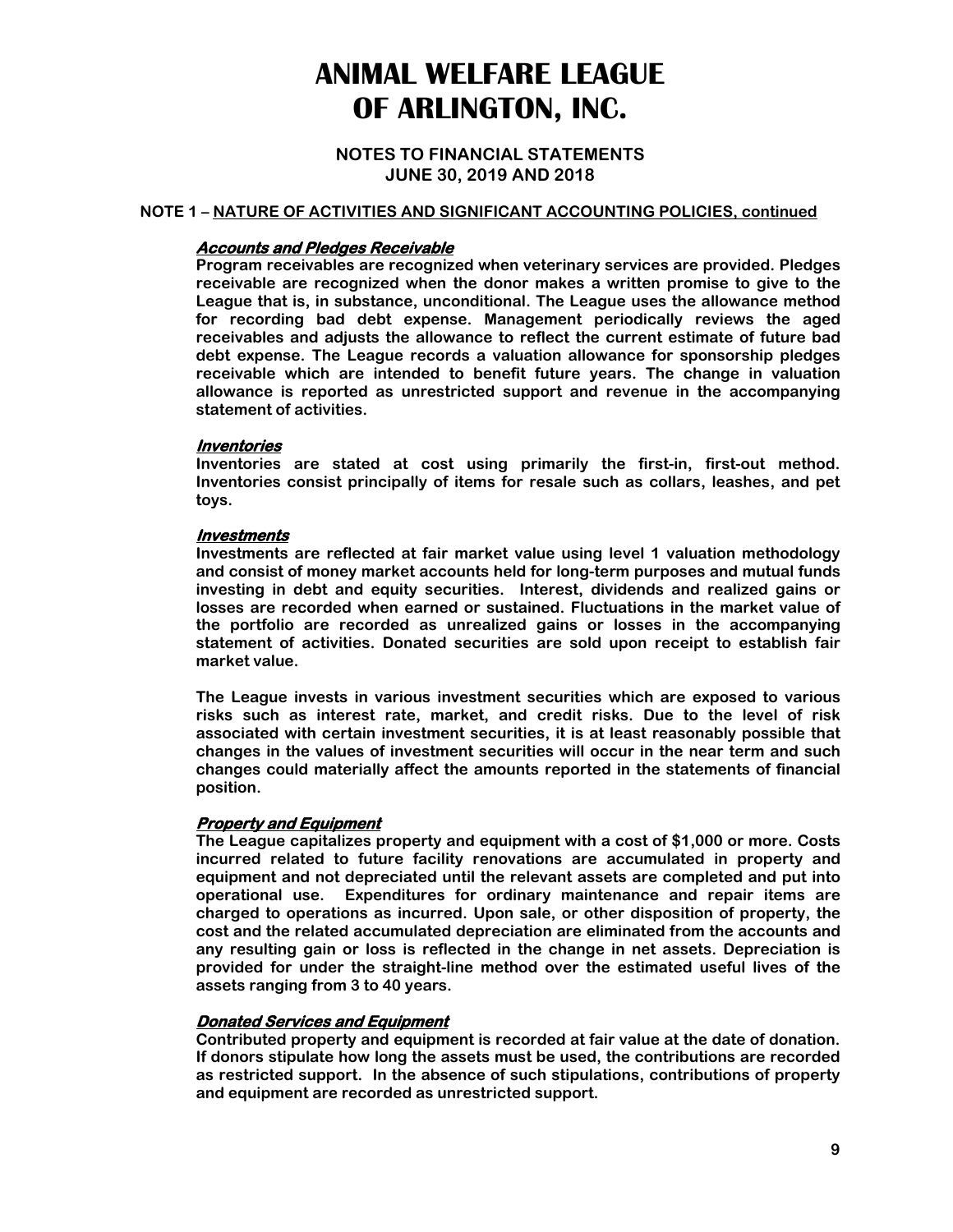# ANIMAL WELFARE LEAGUE OF ARLINGTON, INC.

## NOTES TO FINANCIAL STATEMENTS
## JUNE 30, 2019 AND 2018

**NOTE 1 – NATURE OF ACTIVITIES AND SIGNIFICANT ACCOUNTING POLICIES, continued**

***Accounts and Pledges Receivable***

Program receivables are recognized when veterinary services are provided. Pledges receivable are recognized when the donor makes a written promise to give to the League that is, in substance, unconditional. The League uses the allowance method for recording bad debt expense. Management periodically reviews the aged receivables and adjusts the allowance to reflect the current estimate of future bad debt expense. The League records a valuation allowance for sponsorship pledges receivable which are intended to benefit future years. The change in valuation allowance is reported as unrestricted support and revenue in the accompanying statement of activities.

***Inventories***

Inventories are stated at cost using primarily the first-in, first-out method. Inventories consist principally of items for resale such as collars, leashes, and pet toys.

***Investments***

Investments are reflected at fair market value using level 1 valuation methodology and consist of money market accounts held for long-term purposes and mutual funds investing in debt and equity securities. Interest, dividends and realized gains or losses are recorded when earned or sustained. Fluctuations in the market value of the portfolio are recorded as unrealized gains or losses in the accompanying statement of activities. Donated securities are sold upon receipt to establish fair market value.

The League invests in various investment securities which are exposed to various risks such as interest rate, market, and credit risks. Due to the level of risk associated with certain investment securities, it is at least reasonably possible that changes in the values of investment securities will occur in the near term and such changes could materially affect the amounts reported in the statements of financial position.

***Property and Equipment***

The League capitalizes property and equipment with a cost of $1,000 or more. Costs incurred related to future facility renovations are accumulated in property and equipment and not depreciated until the relevant assets are completed and put into operational use. Expenditures for ordinary maintenance and repair items are charged to operations as incurred. Upon sale, or other disposition of property, the cost and the related accumulated depreciation are eliminated from the accounts and any resulting gain or loss is reflected in the change in net assets. Depreciation is provided for under the straight-line method over the estimated useful lives of the assets ranging from 3 to 40 years.

***Donated Services and Equipment***

Contributed property and equipment is recorded at fair value at the date of donation. If donors stipulate how long the assets must be used, the contributions are recorded as restricted support. In the absence of such stipulations, contributions of property and equipment are recorded as unrestricted support.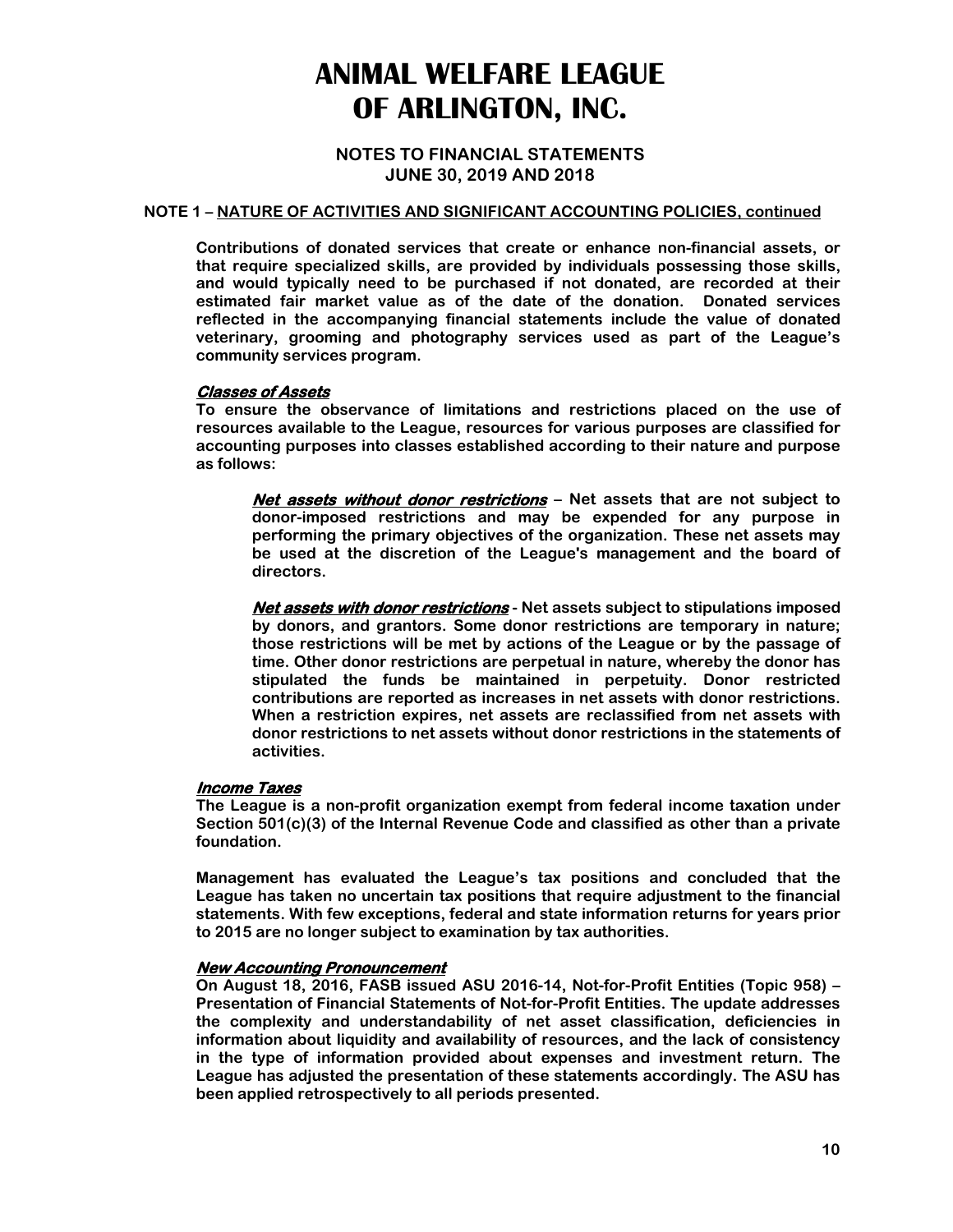# ANIMAL WELFARE LEAGUE OF ARLINGTON, INC.

## NOTES TO FINANCIAL STATEMENTS
## JUNE 30, 2019 AND 2018

**NOTE 1 – NATURE OF ACTIVITIES AND SIGNIFICANT ACCOUNTING POLICIES, continued**

Contributions of donated services that create or enhance non-financial assets, or that require specialized skills, are provided by individuals possessing those skills, and would typically need to be purchased if not donated, are recorded at their estimated fair market value as of the date of the donation. Donated services reflected in the accompanying financial statements include the value of donated veterinary, grooming and photography services used as part of the League's community services program.

***Classes of Assets***

To ensure the observance of limitations and restrictions placed on the use of resources available to the League, resources for various purposes are classified for accounting purposes into classes established according to their nature and purpose as follows:

> ***Net assets without donor restrictions*** – Net assets that are not subject to donor-imposed restrictions and may be expended for any purpose in performing the primary objectives of the organization. These net assets may be used at the discretion of the League's management and the board of directors.
>
> ***Net assets with donor restrictions*** - Net assets subject to stipulations imposed by donors, and grantors. Some donor restrictions are temporary in nature; those restrictions will be met by actions of the League or by the passage of time. Other donor restrictions are perpetual in nature, whereby the donor has stipulated the funds be maintained in perpetuity. Donor restricted contributions are reported as increases in net assets with donor restrictions. When a restriction expires, net assets are reclassified from net assets with donor restrictions to net assets without donor restrictions in the statements of activities.

***Income Taxes***

The League is a non-profit organization exempt from federal income taxation under Section 501(c)(3) of the Internal Revenue Code and classified as other than a private foundation.

Management has evaluated the League's tax positions and concluded that the League has taken no uncertain tax positions that require adjustment to the financial statements. With few exceptions, federal and state information returns for years prior to 2015 are no longer subject to examination by tax authorities.

***New Accounting Pronouncement***

On August 18, 2016, FASB issued ASU 2016-14, Not-for-Profit Entities (Topic 958) – Presentation of Financial Statements of Not-for-Profit Entities. The update addresses the complexity and understandability of net asset classification, deficiencies in information about liquidity and availability of resources, and the lack of consistency in the type of information provided about expenses and investment return. The League has adjusted the presentation of these statements accordingly. The ASU has been applied retrospectively to all periods presented.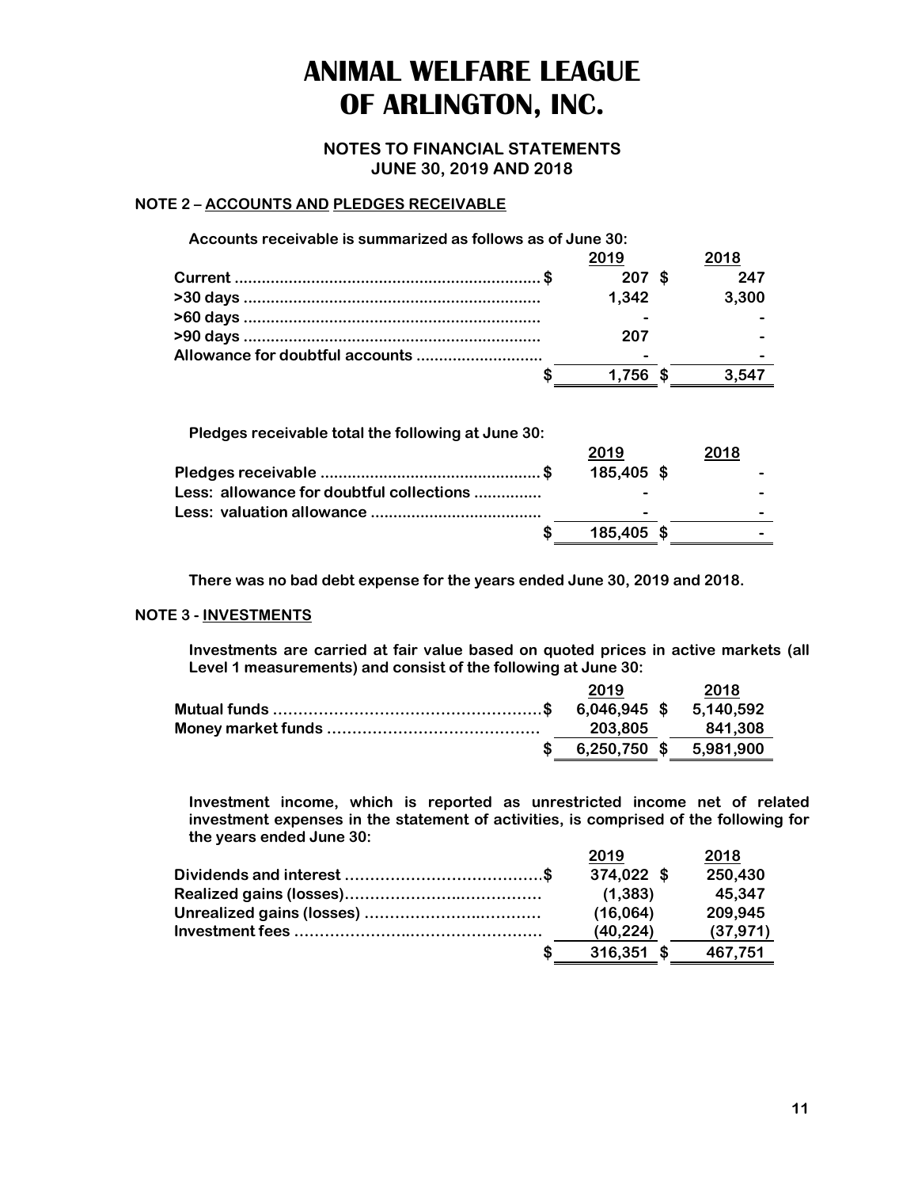# ANIMAL WELFARE LEAGUE OF ARLINGTON, INC.

**NOTES TO FINANCIAL STATEMENTS**
**JUNE 30, 2019 AND 2018**

**NOTE 2 – ACCOUNTS AND PLEDGES RECEIVABLE**

Accounts receivable is summarized as follows as of June 30:

| | 2019 | 2018 |
|---|---|---|
| Current | $ 207 | $ 247 |
| >30 days | 1,342 | 3,300 |
| >60 days | - | - |
| >90 days | 207 | - |
| Allowance for doubtful accounts | - | - |
| | $ 1,756 | $ 3,547 |

Pledges receivable total the following at June 30:

| | 2019 | 2018 |
|---|---|---|
| Pledges receivable | $ 185,405 | $ - |
| Less: allowance for doubtful collections | - | - |
| Less: valuation allowance | - | - |
| | $ 185,405 | $ - |

There was no bad debt expense for the years ended June 30, 2019 and 2018.

**NOTE 3 - INVESTMENTS**

Investments are carried at fair value based on quoted prices in active markets (all Level 1 measurements) and consist of the following at June 30:

| | 2019 | 2018 |
|---|---|---|
| Mutual funds | $ 6,046,945 | $ 5,140,592 |
| Money market funds | 203,805 | 841,308 |
| | $ 6,250,750 | $ 5,981,900 |

Investment income, which is reported as unrestricted income net of related investment expenses in the statement of activities, is comprised of the following for the years ended June 30:

| | 2019 | 2018 |
|---|---|---|
| Dividends and interest | $ 374,022 | $ 250,430 |
| Realized gains (losses) | (1,383) | 45,347 |
| Unrealized gains (losses) | (16,064) | 209,945 |
| Investment fees | (40,224) | (37,971) |
| | $ 316,351 | $ 467,751 |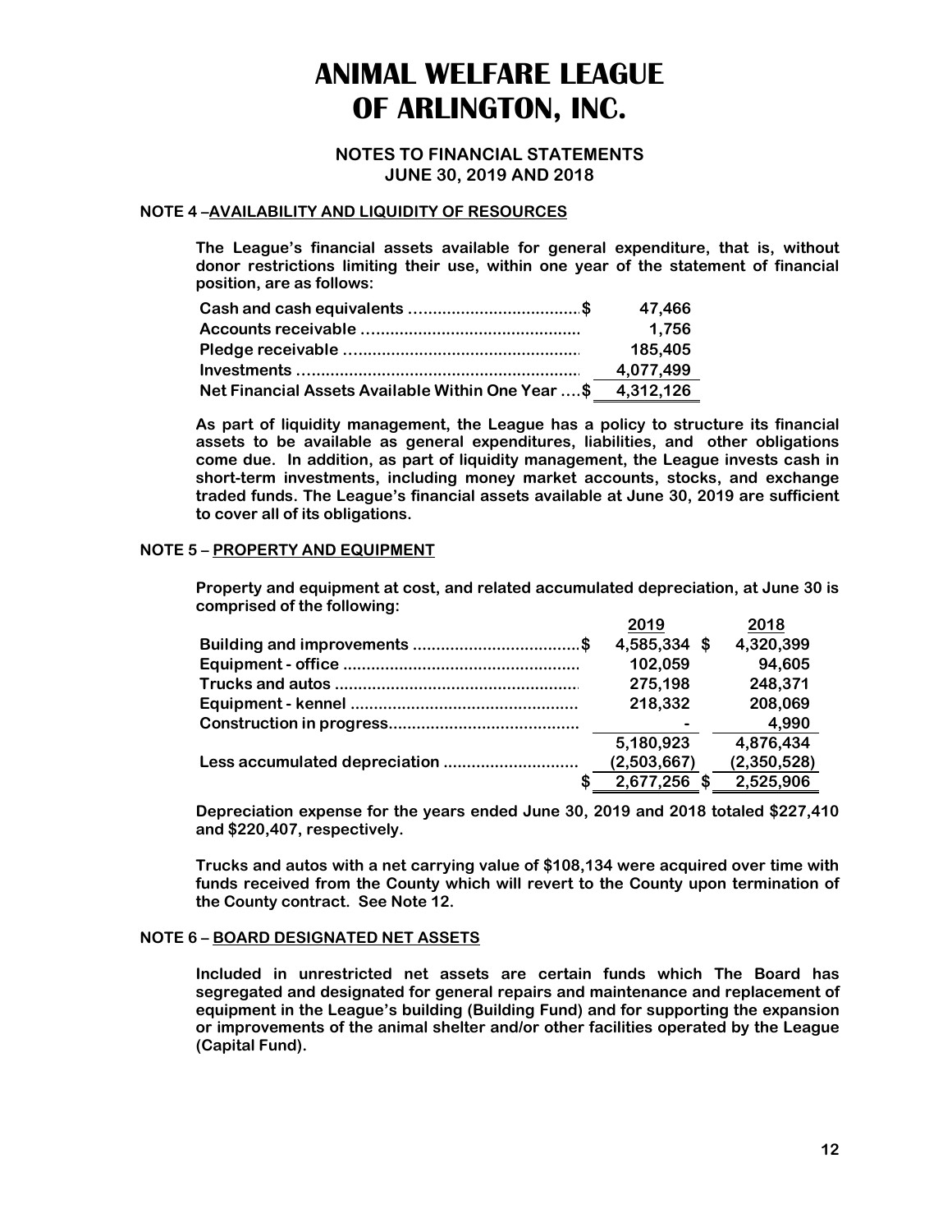# ANIMAL WELFARE LEAGUE OF ARLINGTON, INC.

## NOTES TO FINANCIAL STATEMENTS
## JUNE 30, 2019 AND 2018

### NOTE 4 – AVAILABILITY AND LIQUIDITY OF RESOURCES

The League's financial assets available for general expenditure, that is, without donor restrictions limiting their use, within one year of the statement of financial position, are as follows:

| | |
|---|---|
| Cash and cash equivalents | $ 47,466 |
| Accounts receivable | 1,756 |
| Pledge receivable | 185,405 |
| Investments | 4,077,499 |
| Net Financial Assets Available Within One Year | $ 4,312,126 |

As part of liquidity management, the League has a policy to structure its financial assets to be available as general expenditures, liabilities, and other obligations come due. In addition, as part of liquidity management, the League invests cash in short-term investments, including money market accounts, stocks, and exchange traded funds. The League's financial assets available at June 30, 2019 are sufficient to cover all of its obligations.

### NOTE 5 – PROPERTY AND EQUIPMENT

Property and equipment at cost, and related accumulated depreciation, at June 30 is comprised of the following:

| | 2019 | 2018 |
|---|---|---|
| Building and improvements | $ 4,585,334 | $ 4,320,399 |
| Equipment - office | 102,059 | 94,605 |
| Trucks and autos | 275,198 | 248,371 |
| Equipment - kennel | 218,332 | 208,069 |
| Construction in progress | - | 4,990 |
| | 5,180,923 | 4,876,434 |
| Less accumulated depreciation | (2,503,667) | (2,350,528) |
| | $ 2,677,256 | $ 2,525,906 |

Depreciation expense for the years ended June 30, 2019 and 2018 totaled $227,410 and $220,407, respectively.

Trucks and autos with a net carrying value of $108,134 were acquired over time with funds received from the County which will revert to the County upon termination of the County contract. See Note 12.

### NOTE 6 – BOARD DESIGNATED NET ASSETS

Included in unrestricted net assets are certain funds which The Board has segregated and designated for general repairs and maintenance and replacement of equipment in the League's building (Building Fund) and for supporting the expansion or improvements of the animal shelter and/or other facilities operated by the League (Capital Fund).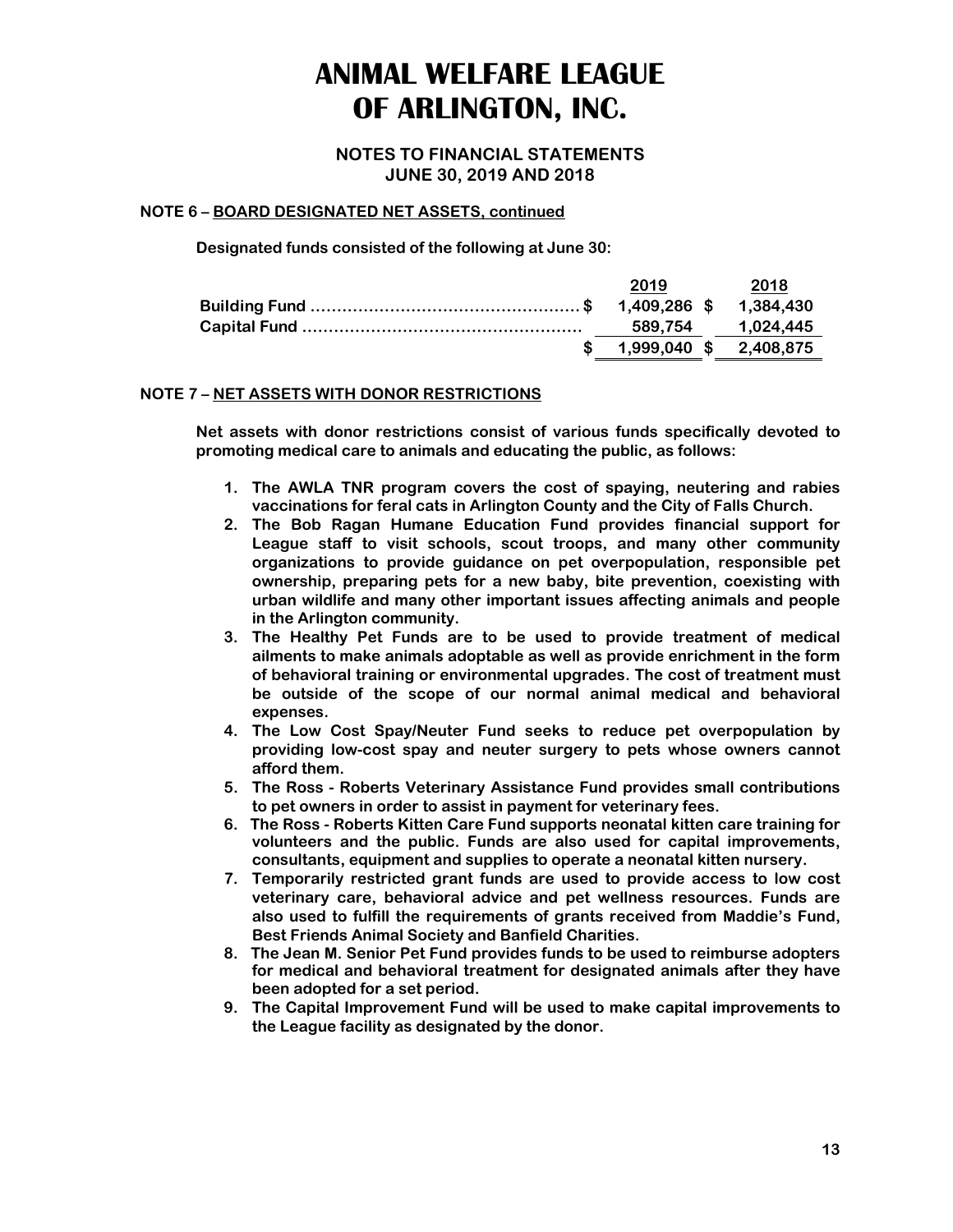# ANIMAL WELFARE LEAGUE OF ARLINGTON, INC.

**NOTES TO FINANCIAL STATEMENTS**
**JUNE 30, 2019 AND 2018**

**NOTE 6 – BOARD DESIGNATED NET ASSETS, continued**

Designated funds consisted of the following at June 30:

| | 2019 | 2018 |
|---|---|---|
| Building Fund | $ 1,409,286 | $ 1,384,430 |
| Capital Fund | 589,754 | 1,024,445 |
| | $ 1,999,040 | $ 2,408,875 |

**NOTE 7 – NET ASSETS WITH DONOR RESTRICTIONS**

Net assets with donor restrictions consist of various funds specifically devoted to promoting medical care to animals and educating the public, as follows:

1. The AWLA TNR program covers the cost of spaying, neutering and rabies vaccinations for feral cats in Arlington County and the City of Falls Church.
2. The Bob Ragan Humane Education Fund provides financial support for League staff to visit schools, scout troops, and many other community organizations to provide guidance on pet overpopulation, responsible pet ownership, preparing pets for a new baby, bite prevention, coexisting with urban wildlife and many other important issues affecting animals and people in the Arlington community.
3. The Healthy Pet Funds are to be used to provide treatment of medical ailments to make animals adoptable as well as provide enrichment in the form of behavioral training or environmental upgrades. The cost of treatment must be outside of the scope of our normal animal medical and behavioral expenses.
4. The Low Cost Spay/Neuter Fund seeks to reduce pet overpopulation by providing low-cost spay and neuter surgery to pets whose owners cannot afford them.
5. The Ross - Roberts Veterinary Assistance Fund provides small contributions to pet owners in order to assist in payment for veterinary fees.
6. The Ross - Roberts Kitten Care Fund supports neonatal kitten care training for volunteers and the public. Funds are also used for capital improvements, consultants, equipment and supplies to operate a neonatal kitten nursery.
7. Temporarily restricted grant funds are used to provide access to low cost veterinary care, behavioral advice and pet wellness resources. Funds are also used to fulfill the requirements of grants received from Maddie's Fund, Best Friends Animal Society and Banfield Charities.
8. The Jean M. Senior Pet Fund provides funds to be used to reimburse adopters for medical and behavioral treatment for designated animals after they have been adopted for a set period.
9. The Capital Improvement Fund will be used to make capital improvements to the League facility as designated by the donor.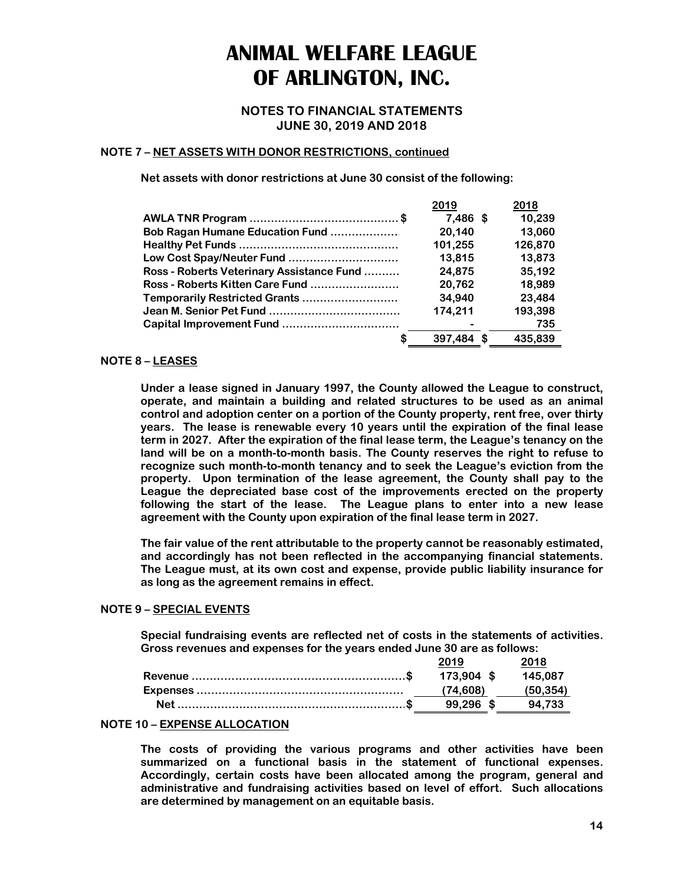# ANIMAL WELFARE LEAGUE OF ARLINGTON, INC.

**NOTES TO FINANCIAL STATEMENTS**
**JUNE 30, 2019 AND 2018**

### NOTE 7 – NET ASSETS WITH DONOR RESTRICTIONS, continued

**Net assets with donor restrictions at June 30 consist of the following:**

| | 2019 | 2018 |
|---|---|---|
| AWLA TNR Program | $ 7,486 | $ 10,239 |
| Bob Ragan Humane Education Fund | 20,140 | 13,060 |
| Healthy Pet Funds | 101,255 | 126,870 |
| Low Cost Spay/Neuter Fund | 13,815 | 13,873 |
| Ross - Roberts Veterinary Assistance Fund | 24,875 | 35,192 |
| Ross - Roberts Kitten Care Fund | 20,762 | 18,989 |
| Temporarily Restricted Grants | 34,940 | 23,484 |
| Jean M. Senior Pet Fund | 174,211 | 193,398 |
| Capital Improvement Fund | - | 735 |
| | $ 397,484 | $ 435,839 |

### NOTE 8 – LEASES

**Under a lease signed in January 1997, the County allowed the League to construct, operate, and maintain a building and related structures to be used as an animal control and adoption center on a portion of the County property, rent free, over thirty years. The lease is renewable every 10 years until the expiration of the final lease term in 2027. After the expiration of the final lease term, the League's tenancy on the land will be on a month-to-month basis. The County reserves the right to refuse to recognize such month-to-month tenancy and to seek the League's eviction from the property. Upon termination of the lease agreement, the County shall pay to the League the depreciated base cost of the improvements erected on the property following the start of the lease. The League plans to enter into a new lease agreement with the County upon expiration of the final lease term in 2027.**

**The fair value of the rent attributable to the property cannot be reasonably estimated, and accordingly has not been reflected in the accompanying financial statements. The League must, at its own cost and expense, provide public liability insurance for as long as the agreement remains in effect.**

### NOTE 9 – SPECIAL EVENTS

**Special fundraising events are reflected net of costs in the statements of activities. Gross revenues and expenses for the years ended June 30 are as follows:**

| | 2019 | 2018 |
|---|---|---|
| Revenue | $ 173,904 | $ 145,087 |
| Expenses | (74,608) | (50,354) |
| Net | $ 99,296 | $ 94,733 |

### NOTE 10 – EXPENSE ALLOCATION

**The costs of providing the various programs and other activities have been summarized on a functional basis in the statement of functional expenses. Accordingly, certain costs have been allocated among the program, general and administrative and fundraising activities based on level of effort. Such allocations are determined by management on an equitable basis.**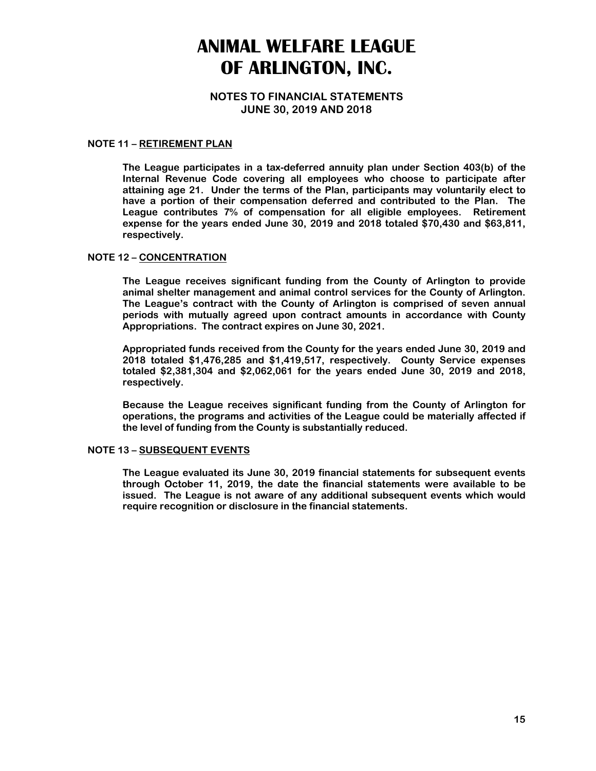# ANIMAL WELFARE LEAGUE OF ARLINGTON, INC.

## NOTES TO FINANCIAL STATEMENTS
## JUNE 30, 2019 AND 2018

**NOTE 11 – RETIREMENT PLAN**

The League participates in a tax-deferred annuity plan under Section 403(b) of the Internal Revenue Code covering all employees who choose to participate after attaining age 21. Under the terms of the Plan, participants may voluntarily elect to have a portion of their compensation deferred and contributed to the Plan. The League contributes 7% of compensation for all eligible employees. Retirement expense for the years ended June 30, 2019 and 2018 totaled $70,430 and $63,811, respectively.

**NOTE 12 – CONCENTRATION**

The League receives significant funding from the County of Arlington to provide animal shelter management and animal control services for the County of Arlington. The League's contract with the County of Arlington is comprised of seven annual periods with mutually agreed upon contract amounts in accordance with County Appropriations. The contract expires on June 30, 2021.

Appropriated funds received from the County for the years ended June 30, 2019 and 2018 totaled $1,476,285 and $1,419,517, respectively. County Service expenses totaled $2,381,304 and $2,062,061 for the years ended June 30, 2019 and 2018, respectively.

Because the League receives significant funding from the County of Arlington for operations, the programs and activities of the League could be materially affected if the level of funding from the County is substantially reduced.

**NOTE 13 – SUBSEQUENT EVENTS**

The League evaluated its June 30, 2019 financial statements for subsequent events through October 11, 2019, the date the financial statements were available to be issued. The League is not aware of any additional subsequent events which would require recognition or disclosure in the financial statements.